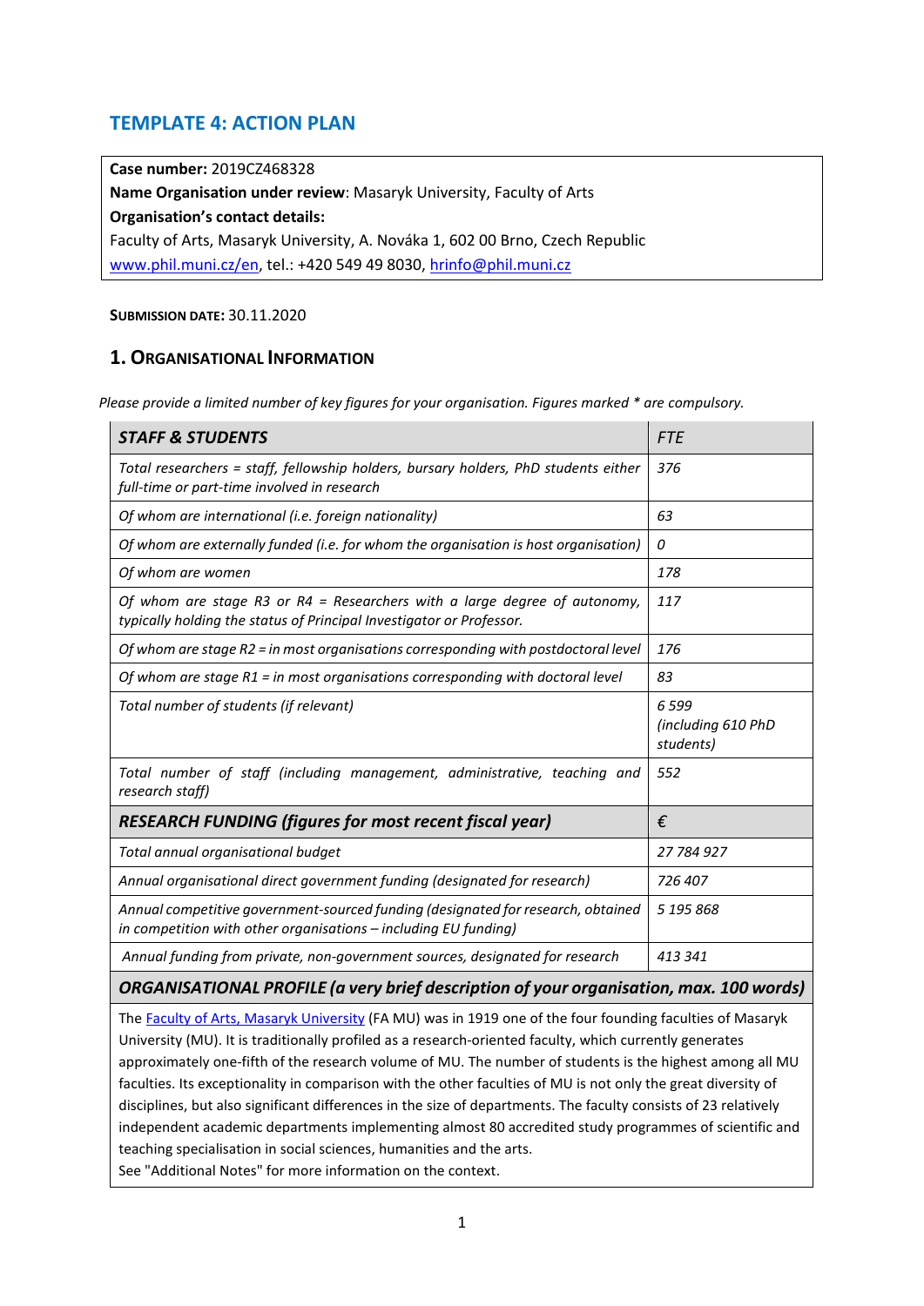# TEMPLATE 4: ACTION PLAN

**Case number:** 2019CZ468328
**Name Organisation under review**: Masaryk University, Faculty of Arts
**Organisation's contact details:**
Faculty of Arts, Masaryk University, A. Nováka 1, 602 00 Brno, Czech Republic
www.phil.muni.cz/en, tel.: +420 549 49 8030, hrinfo@phil.muni.cz

**SUBMISSION DATE:** 30.11.2020

## 1. ORGANISATIONAL INFORMATION

*Please provide a limited number of key figures for your organisation. Figures marked * are compulsory.*

| ***STAFF & STUDENTS*** | *FTE* |
|---|---|
| *Total researchers = staff, fellowship holders, bursary holders, PhD students either full-time or part-time involved in research* | *376* |
| *Of whom are international (i.e. foreign nationality)* | *63* |
| *Of whom are externally funded (i.e. for whom the organisation is host organisation)* | *0* |
| *Of whom are women* | *178* |
| *Of whom are stage R3 or R4 = Researchers with a large degree of autonomy, typically holding the status of Principal Investigator or Professor.* | *117* |
| *Of whom are stage R2 = in most organisations corresponding with postdoctoral level* | *176* |
| *Of whom are stage R1 = in most organisations corresponding with doctoral level* | *83* |
| *Total number of students (if relevant)* | *6 599 (including 610 PhD students)* |
| *Total number of staff (including management, administrative, teaching and research staff)* | *552* |
| ***RESEARCH FUNDING (figures for most recent fiscal year)*** | *€* |
| *Total annual organisational budget* | *27 784 927* |
| *Annual organisational direct government funding (designated for research)* | *726 407* |
| *Annual competitive government-sourced funding (designated for research, obtained in competition with other organisations – including EU funding)* | *5 195 868* |
| *Annual funding from private, non-government sources, designated for research* | *413 341* |
| ***ORGANISATIONAL PROFILE (a very brief description of your organisation, max. 100 words)*** | |
| The Faculty of Arts, Masaryk University (FA MU) was in 1919 one of the four founding faculties of Masaryk University (MU). It is traditionally profiled as a research-oriented faculty, which currently generates approximately one-fifth of the research volume of MU. The number of students is the highest among all MU faculties. Its exceptionality in comparison with the other faculties of MU is not only the great diversity of disciplines, but also significant differences in the size of departments. The faculty consists of 23 relatively independent academic departments implementing almost 80 accredited study programmes of scientific and teaching specialisation in social sciences, humanities and the arts. See "Additional Notes" for more information on the context. | |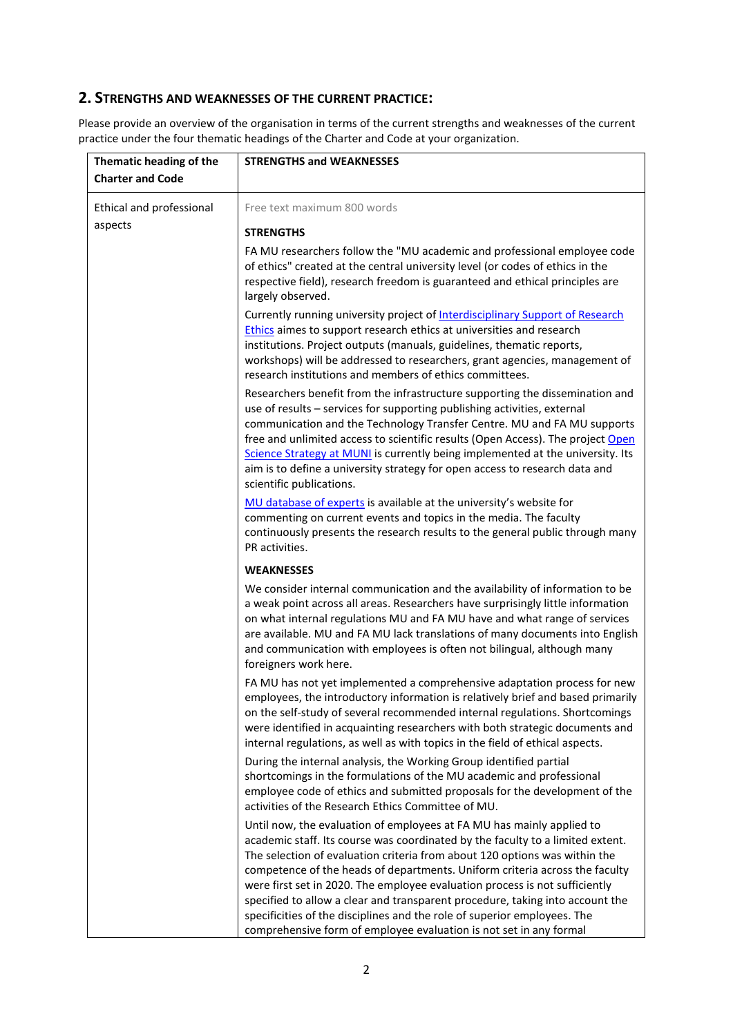## 2. Strengths and weaknesses of the current practice:

Please provide an overview of the organisation in terms of the current strengths and weaknesses of the current practice under the four thematic headings of the Charter and Code at your organization.

| Thematic heading of the Charter and Code | STRENGTHS and WEAKNESSES |
|---|---|
| Ethical and professional aspects | Free text maximum 800 words<br><br>**STRENGTHS**<br><br>FA MU researchers follow the "MU academic and professional employee code of ethics" created at the central university level (or codes of ethics in the respective field), research freedom is guaranteed and ethical principles are largely observed.<br><br>Currently running university project of Interdisciplinary Support of Research Ethics aimes to support research ethics at universities and research institutions. Project outputs (manuals, guidelines, thematic reports, workshops) will be addressed to researchers, grant agencies, management of research institutions and members of ethics committees.<br><br>Researchers benefit from the infrastructure supporting the dissemination and use of results – services for supporting publishing activities, external communication and the Technology Transfer Centre. MU and FA MU supports free and unlimited access to scientific results (Open Access). The project Open Science Strategy at MUNI is currently being implemented at the university. Its aim is to define a university strategy for open access to research data and scientific publications.<br><br>MU database of experts is available at the university's website for commenting on current events and topics in the media. The faculty continuously presents the research results to the general public through many PR activities.<br><br>**WEAKNESSES**<br><br>We consider internal communication and the availability of information to be a weak point across all areas. Researchers have surprisingly little information on what internal regulations MU and FA MU have and what range of services are available. MU and FA MU lack translations of many documents into English and communication with employees is often not bilingual, although many foreigners work here.<br><br>FA MU has not yet implemented a comprehensive adaptation process for new employees, the introductory information is relatively brief and based primarily on the self-study of several recommended internal regulations. Shortcomings were identified in acquainting researchers with both strategic documents and internal regulations, as well as with topics in the field of ethical aspects.<br><br>During the internal analysis, the Working Group identified partial shortcomings in the formulations of the MU academic and professional employee code of ethics and submitted proposals for the development of the activities of the Research Ethics Committee of MU.<br><br>Until now, the evaluation of employees at FA MU has mainly applied to academic staff. Its course was coordinated by the faculty to a limited extent. The selection of evaluation criteria from about 120 options was within the competence of the heads of departments. Uniform criteria across the faculty were first set in 2020. The employee evaluation process is not sufficiently specified to allow a clear and transparent procedure, taking into account the specificities of the disciplines and the role of superior employees. The comprehensive form of employee evaluation is not set in any formal |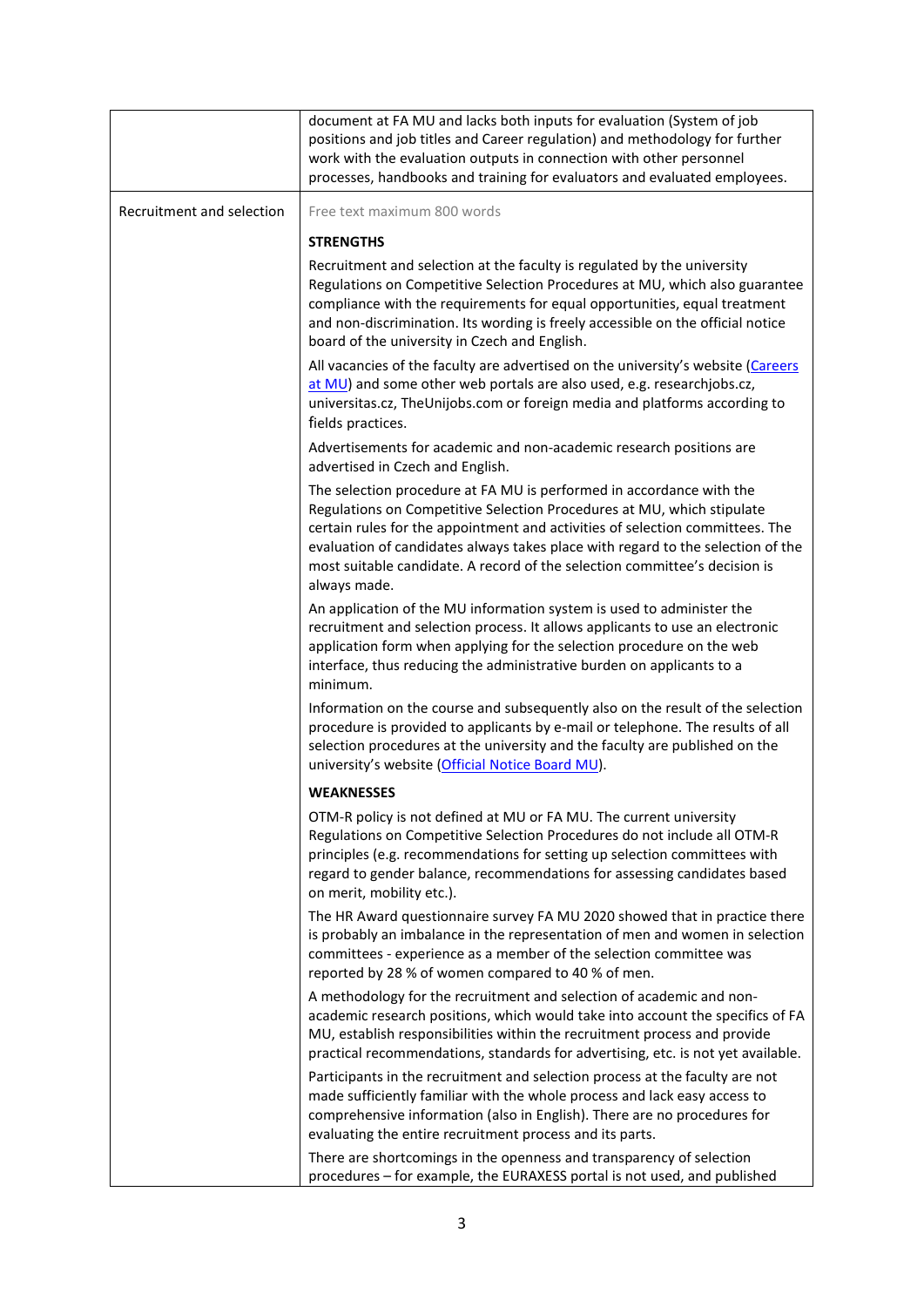| | |
|---|---|
| | document at FA MU and lacks both inputs for evaluation (System of job positions and job titles and Career regulation) and methodology for further work with the evaluation outputs in connection with other personnel processes, handbooks and training for evaluators and evaluated employees. |
| Recruitment and selection | Free text maximum 800 words<br><br>**STRENGTHS**<br><br>Recruitment and selection at the faculty is regulated by the university Regulations on Competitive Selection Procedures at MU, which also guarantee compliance with the requirements for equal opportunities, equal treatment and non-discrimination. Its wording is freely accessible on the official notice board of the university in Czech and English.<br><br>All vacancies of the faculty are advertised on the university's website (Careers at MU) and some other web portals are also used, e.g. researchjobs.cz, universitas.cz, TheUnijobs.com or foreign media and platforms according to fields practices.<br><br>Advertisements for academic and non-academic research positions are advertised in Czech and English.<br><br>The selection procedure at FA MU is performed in accordance with the Regulations on Competitive Selection Procedures at MU, which stipulate certain rules for the appointment and activities of selection committees. The evaluation of candidates always takes place with regard to the selection of the most suitable candidate. A record of the selection committee's decision is always made.<br><br>An application of the MU information system is used to administer the recruitment and selection process. It allows applicants to use an electronic application form when applying for the selection procedure on the web interface, thus reducing the administrative burden on applicants to a minimum.<br><br>Information on the course and subsequently also on the result of the selection procedure is provided to applicants by e-mail or telephone. The results of all selection procedures at the university and the faculty are published on the university's website (Official Notice Board MU).<br><br>**WEAKNESSES**<br><br>OTM-R policy is not defined at MU or FA MU. The current university Regulations on Competitive Selection Procedures do not include all OTM-R principles (e.g. recommendations for setting up selection committees with regard to gender balance, recommendations for assessing candidates based on merit, mobility etc.).<br><br>The HR Award questionnaire survey FA MU 2020 showed that in practice there is probably an imbalance in the representation of men and women in selection committees - experience as a member of the selection committee was reported by 28 % of women compared to 40 % of men.<br><br>A methodology for the recruitment and selection of academic and non-academic research positions, which would take into account the specifics of FA MU, establish responsibilities within the recruitment process and provide practical recommendations, standards for advertising, etc. is not yet available.<br><br>Participants in the recruitment and selection process at the faculty are not made sufficiently familiar with the whole process and lack easy access to comprehensive information (also in English). There are no procedures for evaluating the entire recruitment process and its parts.<br><br>There are shortcomings in the openness and transparency of selection procedures – for example, the EURAXESS portal is not used, and published |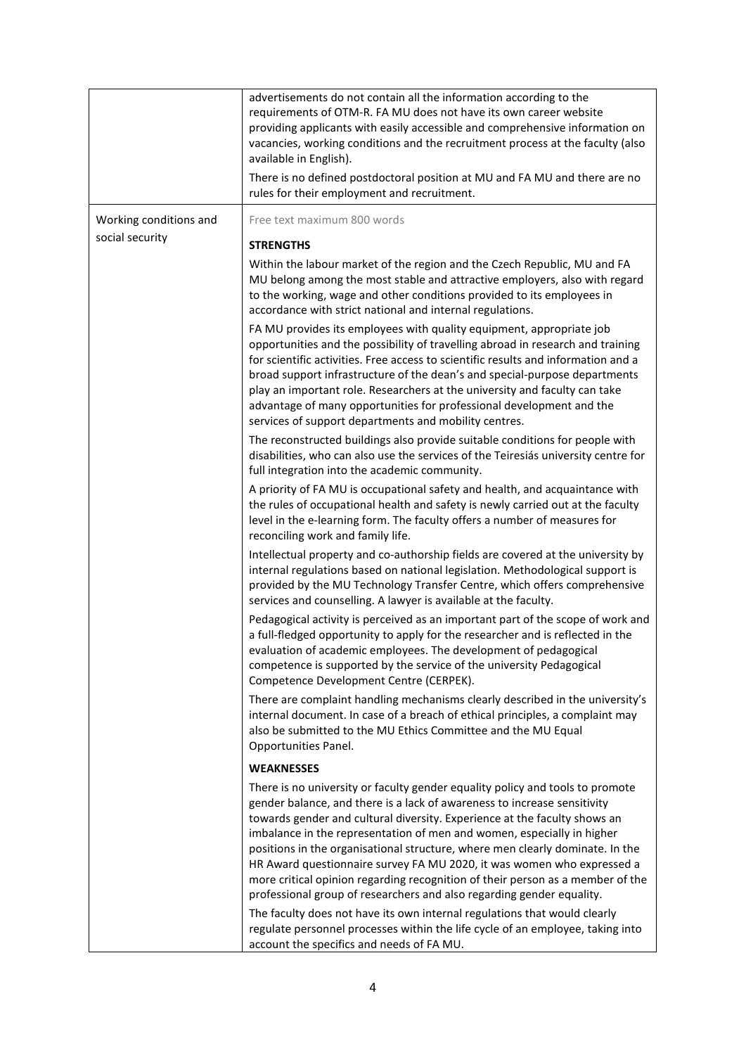| | |
|---|---|
| | advertisements do not contain all the information according to the requirements of OTM-R. FA MU does not have its own career website providing applicants with easily accessible and comprehensive information on vacancies, working conditions and the recruitment process at the faculty (also available in English).<br><br>There is no defined postdoctoral position at MU and FA MU and there are no rules for their employment and recruitment. |
| Working conditions and social security | Free text maximum 800 words<br><br>**STRENGTHS**<br><br>Within the labour market of the region and the Czech Republic, MU and FA MU belong among the most stable and attractive employers, also with regard to the working, wage and other conditions provided to its employees in accordance with strict national and internal regulations.<br><br>FA MU provides its employees with quality equipment, appropriate job opportunities and the possibility of travelling abroad in research and training for scientific activities. Free access to scientific results and information and a broad support infrastructure of the dean's and special-purpose departments play an important role. Researchers at the university and faculty can take advantage of many opportunities for professional development and the services of support departments and mobility centres.<br><br>The reconstructed buildings also provide suitable conditions for people with disabilities, who can also use the services of the Teiresiás university centre for full integration into the academic community.<br><br>A priority of FA MU is occupational safety and health, and acquaintance with the rules of occupational health and safety is newly carried out at the faculty level in the e-learning form. The faculty offers a number of measures for reconciling work and family life.<br><br>Intellectual property and co-authorship fields are covered at the university by internal regulations based on national legislation. Methodological support is provided by the MU Technology Transfer Centre, which offers comprehensive services and counselling. A lawyer is available at the faculty.<br><br>Pedagogical activity is perceived as an important part of the scope of work and a full-fledged opportunity to apply for the researcher and is reflected in the evaluation of academic employees. The development of pedagogical competence is supported by the service of the university Pedagogical Competence Development Centre (CERPEK).<br><br>There are complaint handling mechanisms clearly described in the university's internal document. In case of a breach of ethical principles, a complaint may also be submitted to the MU Ethics Committee and the MU Equal Opportunities Panel.<br><br>**WEAKNESSES**<br><br>There is no university or faculty gender equality policy and tools to promote gender balance, and there is a lack of awareness to increase sensitivity towards gender and cultural diversity. Experience at the faculty shows an imbalance in the representation of men and women, especially in higher positions in the organisational structure, where men clearly dominate. In the HR Award questionnaire survey FA MU 2020, it was women who expressed a more critical opinion regarding recognition of their person as a member of the professional group of researchers and also regarding gender equality.<br><br>The faculty does not have its own internal regulations that would clearly regulate personnel processes within the life cycle of an employee, taking into account the specifics and needs of FA MU. |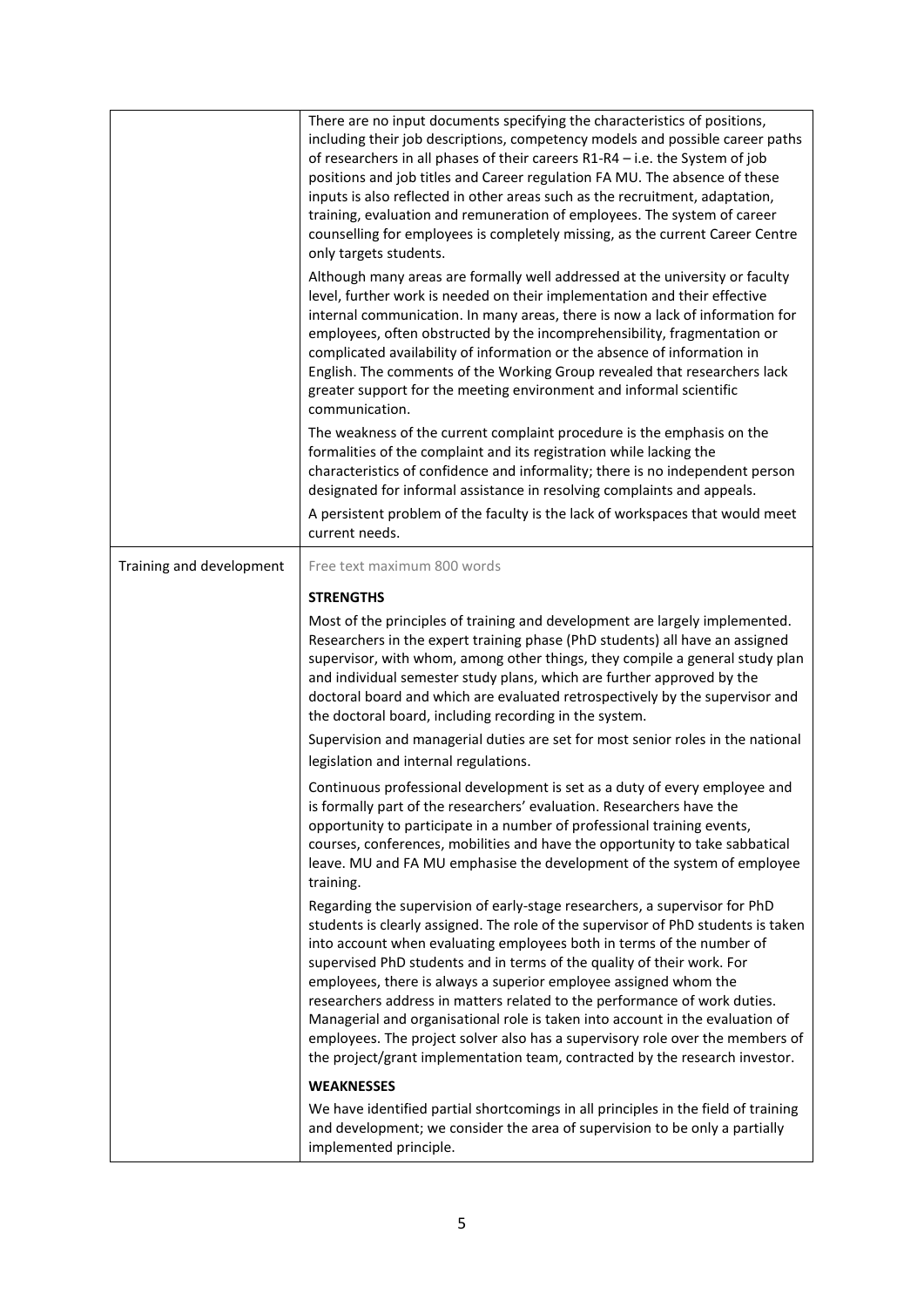| | |
|---|---|
| | There are no input documents specifying the characteristics of positions, including their job descriptions, competency models and possible career paths of researchers in all phases of their careers R1-R4 – i.e. the System of job positions and job titles and Career regulation FA MU. The absence of these inputs is also reflected in other areas such as the recruitment, adaptation, training, evaluation and remuneration of employees. The system of career counselling for employees is completely missing, as the current Career Centre only targets students.<br><br>Although many areas are formally well addressed at the university or faculty level, further work is needed on their implementation and their effective internal communication. In many areas, there is now a lack of information for employees, often obstructed by the incomprehensibility, fragmentation or complicated availability of information or the absence of information in English. The comments of the Working Group revealed that researchers lack greater support for the meeting environment and informal scientific communication.<br><br>The weakness of the current complaint procedure is the emphasis on the formalities of the complaint and its registration while lacking the characteristics of confidence and informality; there is no independent person designated for informal assistance in resolving complaints and appeals.<br><br>A persistent problem of the faculty is the lack of workspaces that would meet current needs. |
| Training and development | Free text maximum 800 words<br><br>**STRENGTHS**<br><br>Most of the principles of training and development are largely implemented. Researchers in the expert training phase (PhD students) all have an assigned supervisor, with whom, among other things, they compile a general study plan and individual semester study plans, which are further approved by the doctoral board and which are evaluated retrospectively by the supervisor and the doctoral board, including recording in the system.<br><br>Supervision and managerial duties are set for most senior roles in the national legislation and internal regulations.<br><br>Continuous professional development is set as a duty of every employee and is formally part of the researchers' evaluation. Researchers have the opportunity to participate in a number of professional training events, courses, conferences, mobilities and have the opportunity to take sabbatical leave. MU and FA MU emphasise the development of the system of employee training.<br><br>Regarding the supervision of early-stage researchers, a supervisor for PhD students is clearly assigned. The role of the supervisor of PhD students is taken into account when evaluating employees both in terms of the number of supervised PhD students and in terms of the quality of their work. For employees, there is always a superior employee assigned whom the researchers address in matters related to the performance of work duties. Managerial and organisational role is taken into account in the evaluation of employees. The project solver also has a supervisory role over the members of the project/grant implementation team, contracted by the research investor.<br><br>**WEAKNESSES**<br><br>We have identified partial shortcomings in all principles in the field of training and development; we consider the area of supervision to be only a partially implemented principle. |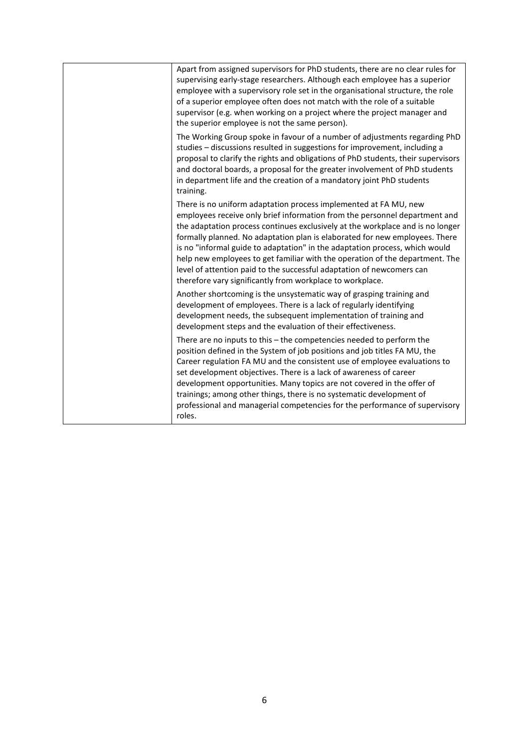| | |
|---|---|
| | Apart from assigned supervisors for PhD students, there are no clear rules for supervising early-stage researchers. Although each employee has a superior employee with a supervisory role set in the organisational structure, the role of a superior employee often does not match with the role of a suitable supervisor (e.g. when working on a project where the project manager and the superior employee is not the same person).<br><br>The Working Group spoke in favour of a number of adjustments regarding PhD studies – discussions resulted in suggestions for improvement, including a proposal to clarify the rights and obligations of PhD students, their supervisors and doctoral boards, a proposal for the greater involvement of PhD students in department life and the creation of a mandatory joint PhD students training.<br><br>There is no uniform adaptation process implemented at FA MU, new employees receive only brief information from the personnel department and the adaptation process continues exclusively at the workplace and is no longer formally planned. No adaptation plan is elaborated for new employees. There is no "informal guide to adaptation" in the adaptation process, which would help new employees to get familiar with the operation of the department. The level of attention paid to the successful adaptation of newcomers can therefore vary significantly from workplace to workplace.<br><br>Another shortcoming is the unsystematic way of grasping training and development of employees. There is a lack of regularly identifying development needs, the subsequent implementation of training and development steps and the evaluation of their effectiveness.<br><br>There are no inputs to this – the competencies needed to perform the position defined in the System of job positions and job titles FA MU, the Career regulation FA MU and the consistent use of employee evaluations to set development objectives. There is a lack of awareness of career development opportunities. Many topics are not covered in the offer of trainings; among other things, there is no systematic development of professional and managerial competencies for the performance of supervisory roles. |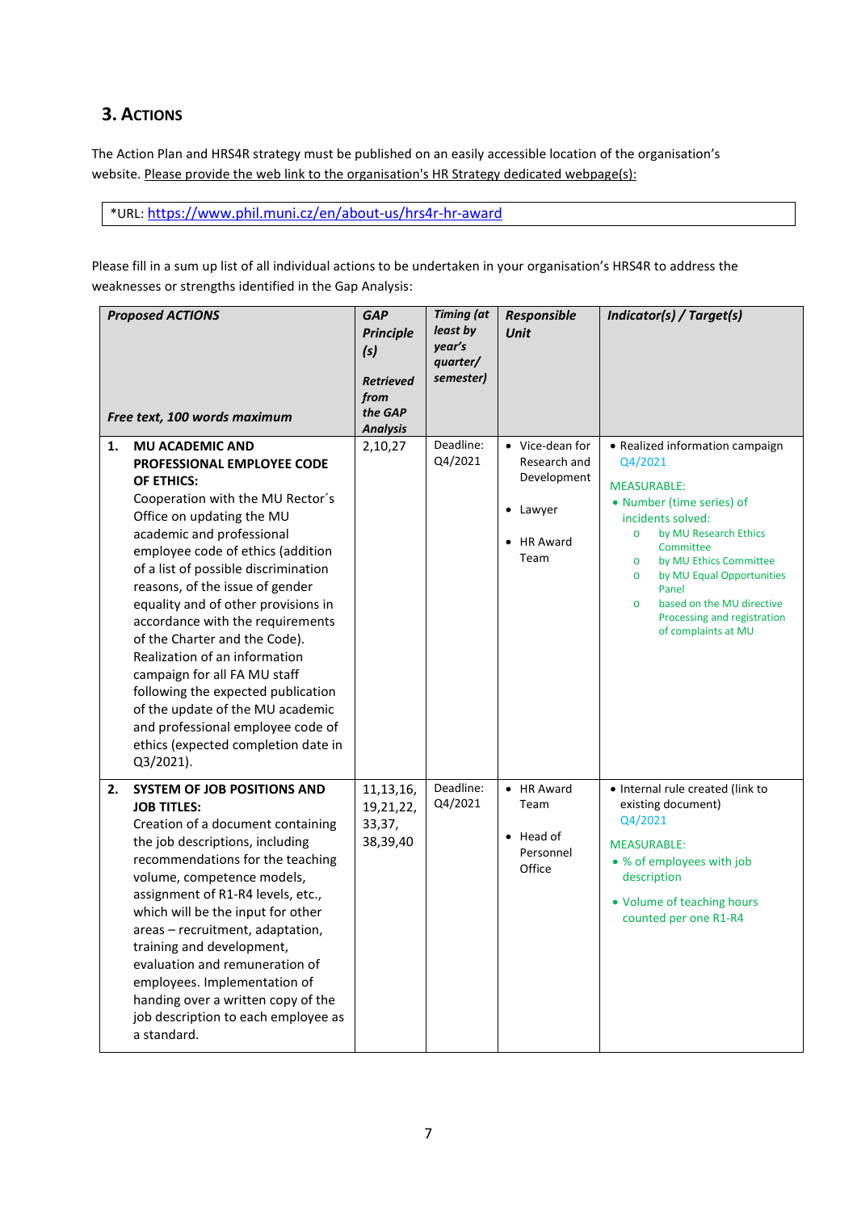## 3. Actions

The Action Plan and HRS4R strategy must be published on an easily accessible location of the organisation's website. Please provide the web link to the organisation's HR Strategy dedicated webpage(s):

*URL: https://www.phil.muni.cz/en/about-us/hrs4r-hr-award

Please fill in a sum up list of all individual actions to be undertaken in your organisation's HRS4R to address the weaknesses or strengths identified in the Gap Analysis:

| ***Proposed ACTIONS*** <br> ***Free text, 100 words maximum*** | ***GAP Principle (s)*** <br> ***Retrieved from the GAP Analysis*** | ***Timing (at least by year's quarter/ semester)*** | ***Responsible Unit*** | ***Indicator(s) / Target(s)*** |
|---|---|---|---|---|
| **1. MU ACADEMIC AND PROFESSIONAL EMPLOYEE CODE OF ETHICS:** Cooperation with the MU Rector´s Office on updating the MU academic and professional employee code of ethics (addition of a list of possible discrimination reasons, of the issue of gender equality and of other provisions in accordance with the requirements of the Charter and the Code). Realization of an information campaign for all FA MU staff following the expected publication of the update of the MU academic and professional employee code of ethics (expected completion date in Q3/2021). | 2,10,27 | Deadline: Q4/2021 | • Vice-dean for Research and Development <br> • Lawyer <br> • HR Award Team | • Realized information campaign Q4/2021 <br> MEASURABLE: <br> • Number (time series) of incidents solved: <br> o by MU Research Ethics Committee <br> o by MU Ethics Committee <br> o by MU Equal Opportunities Panel <br> o based on the MU directive Processing and registration of complaints at MU |
| **2. SYSTEM OF JOB POSITIONS AND JOB TITLES:** Creation of a document containing the job descriptions, including recommendations for the teaching volume, competence models, assignment of R1-R4 levels, etc., which will be the input for other areas – recruitment, adaptation, training and development, evaluation and remuneration of employees. Implementation of handing over a written copy of the job description to each employee as a standard. | 11,13,16, 19,21,22, 33,37, 38,39,40 | Deadline: Q4/2021 | • HR Award Team <br> • Head of Personnel Office | • Internal rule created (link to existing document) Q4/2021 <br> MEASURABLE: <br> • % of employees with job description <br> • Volume of teaching hours counted per one R1-R4 |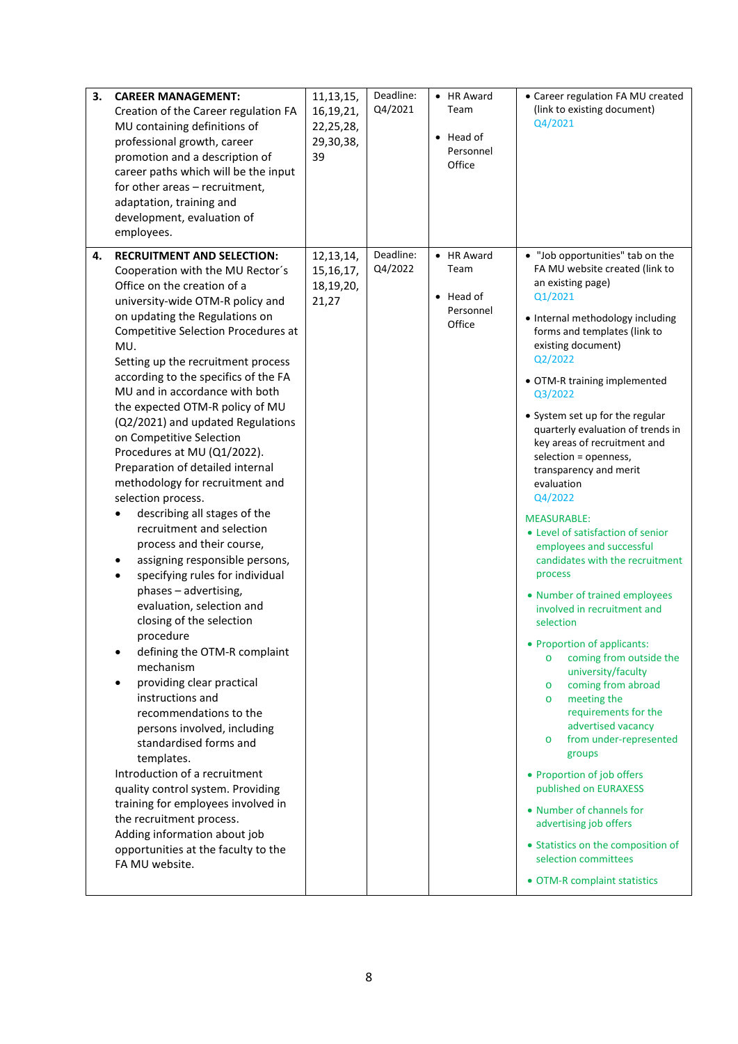| | | | | | |
|---|---|---|---|---|---|
| **3.** | **CAREER MANAGEMENT:** Creation of the Career regulation FA MU containing definitions of professional growth, career promotion and a description of career paths which will be the input for other areas – recruitment, adaptation, training and development, evaluation of employees. | 11,13,15, 16,19,21, 22,25,28, 29,30,38, 39 | Deadline: Q4/2021 | • HR Award Team<br>• Head of Personnel Office | • Career regulation FA MU created (link to existing document) Q4/2021 |
| **4.** | **RECRUITMENT AND SELECTION:** Cooperation with the MU Rector´s Office on the creation of a university-wide OTM-R policy and on updating the Regulations on Competitive Selection Procedures at MU.<br>Setting up the recruitment process according to the specifics of the FA MU and in accordance with both the expected OTM-R policy of MU (Q2/2021) and updated Regulations on Competitive Selection Procedures at MU (Q1/2022).<br>Preparation of detailed internal methodology for recruitment and selection process.<br>• describing all stages of the recruitment and selection process and their course,<br>• assigning responsible persons,<br>• specifying rules for individual phases – advertising, evaluation, selection and closing of the selection procedure<br>• defining the OTM-R complaint mechanism<br>• providing clear practical instructions and recommendations to the persons involved, including standardised forms and templates.<br>Introduction of a recruitment quality control system. Providing training for employees involved in the recruitment process.<br>Adding information about job opportunities at the faculty to the FA MU website. | 12,13,14, 15,16,17, 18,19,20, 21,27 | Deadline: Q4/2022 | • HR Award Team<br>• Head of Personnel Office | • "Job opportunities" tab on the FA MU website created (link to an existing page) Q1/2021<br>• Internal methodology including forms and templates (link to existing document) Q2/2022<br>• OTM-R training implemented Q3/2022<br>• System set up for the regular quarterly evaluation of trends in key areas of recruitment and selection = openness, transparency and merit evaluation Q4/2022<br>MEASURABLE:<br>• Level of satisfaction of senior employees and successful candidates with the recruitment process<br>• Number of trained employees involved in recruitment and selection<br>• Proportion of applicants:<br>  o coming from outside the university/faculty<br>  o coming from abroad<br>  o meeting the requirements for the advertised vacancy<br>  o from under-represented groups<br>• Proportion of job offers published on EURAXESS<br>• Number of channels for advertising job offers<br>• Statistics on the composition of selection committees<br>• OTM-R complaint statistics |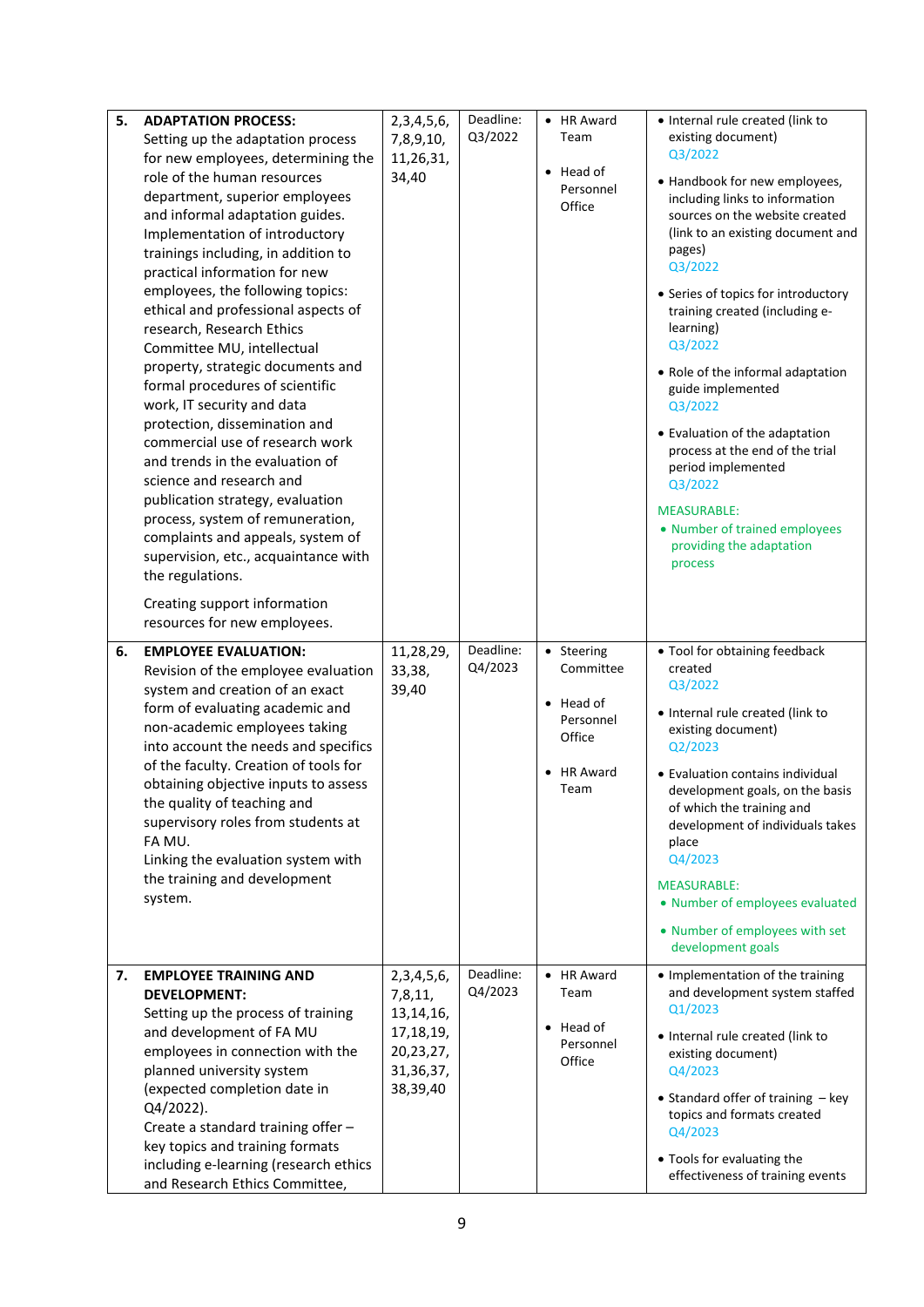| | | | | | |
|---|---|---|---|---|---|
| **5.** | **ADAPTATION PROCESS:** Setting up the adaptation process for new employees, determining the role of the human resources department, superior employees and informal adaptation guides. Implementation of introductory trainings including, in addition to practical information for new employees, the following topics: ethical and professional aspects of research, Research Ethics Committee MU, intellectual property, strategic documents and formal procedures of scientific work, IT security and data protection, dissemination and commercial use of research work and trends in the evaluation of science and research and publication strategy, evaluation process, system of remuneration, complaints and appeals, system of supervision, etc., acquaintance with the regulations.<br><br>Creating support information resources for new employees. | 2,3,4,5,6, 7,8,9,10, 11,26,31, 34,40 | Deadline: Q3/2022 | • HR Award Team<br>• Head of Personnel Office | • Internal rule created (link to existing document) Q3/2022<br>• Handbook for new employees, including links to information sources on the website created (link to an existing document and pages) Q3/2022<br>• Series of topics for introductory training created (including e-learning) Q3/2022<br>• Role of the informal adaptation guide implemented Q3/2022<br>• Evaluation of the adaptation process at the end of the trial period implemented Q3/2022<br>MEASURABLE:<br>• Number of trained employees providing the adaptation process |
| **6.** | **EMPLOYEE EVALUATION:** Revision of the employee evaluation system and creation of an exact form of evaluating academic and non-academic employees taking into account the needs and specifics of the faculty. Creation of tools for obtaining objective inputs to assess the quality of teaching and supervisory roles from students at FA MU.<br>Linking the evaluation system with the training and development system. | 11,28,29, 33,38, 39,40 | Deadline: Q4/2023 | • Steering Committee<br>• Head of Personnel Office<br>• HR Award Team | • Tool for obtaining feedback created Q3/2022<br>• Internal rule created (link to existing document) Q2/2023<br>• Evaluation contains individual development goals, on the basis of which the training and development of individuals takes place Q4/2023<br>MEASURABLE:<br>• Number of employees evaluated<br>• Number of employees with set development goals |
| **7.** | **EMPLOYEE TRAINING AND DEVELOPMENT:** Setting up the process of training and development of FA MU employees in connection with the planned university system (expected completion date in Q4/2022).<br>Create a standard training offer – key topics and training formats including e-learning (research ethics and Research Ethics Committee, | 2,3,4,5,6, 7,8,11, 13,14,16, 17,18,19, 20,23,27, 31,36,37, 38,39,40 | Deadline: Q4/2023 | • HR Award Team<br>• Head of Personnel Office | • Implementation of the training and development system staffed Q1/2023<br>• Internal rule created (link to existing document) Q4/2023<br>• Standard offer of training – key topics and formats created Q4/2023<br>• Tools for evaluating the effectiveness of training events |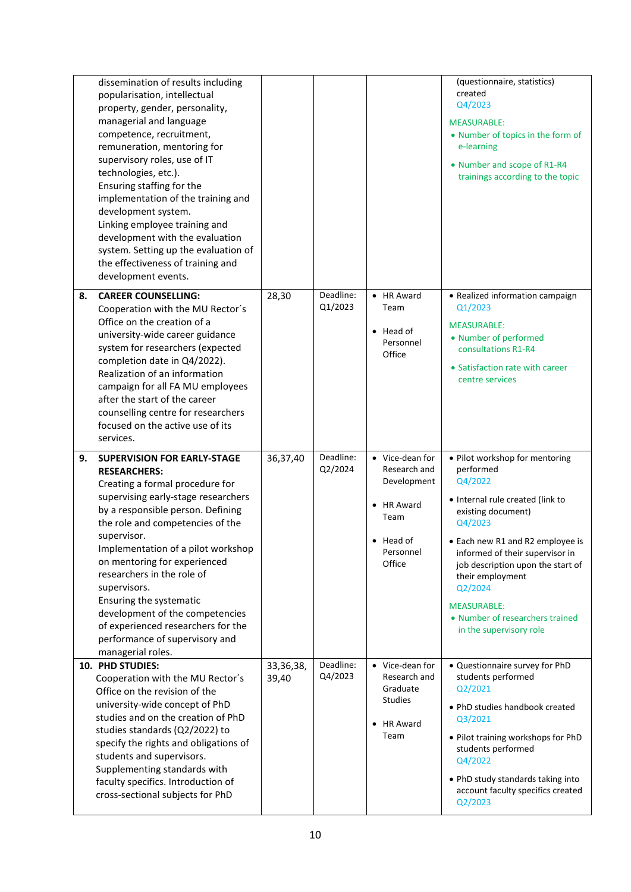| | | | | |
|---|---|---|---|---|
| dissemination of results including popularisation, intellectual property, gender, personality, managerial and language competence, recruitment, remuneration, mentoring for supervisory roles, use of IT technologies, etc.).<br>Ensuring staffing for the implementation of the training and development system.<br>Linking employee training and development with the evaluation system. Setting up the evaluation of the effectiveness of training and development events. | | | | (questionnaire, statistics) created<br>Q4/2023<br>MEASURABLE:<br>• Number of topics in the form of e-learning<br>• Number and scope of R1-R4 trainings according to the topic |
| **8. CAREER COUNSELLING:**<br>Cooperation with the MU Rector´s Office on the creation of a university-wide career guidance system for researchers (expected completion date in Q4/2022).<br>Realization of an information campaign for all FA MU employees after the start of the career counselling centre for researchers focused on the active use of its services. | 28,30 | Deadline: Q1/2023 | • HR Award Team<br>• Head of Personnel Office | • Realized information campaign<br>Q1/2023<br>MEASURABLE:<br>• Number of performed consultations R1-R4<br>• Satisfaction rate with career centre services |
| **9. SUPERVISION FOR EARLY-STAGE RESEARCHERS:**<br>Creating a formal procedure for supervising early-stage researchers by a responsible person. Defining the role and competences of the supervisor.<br>Implementation of a pilot workshop on mentoring for experienced researchers in the role of supervisors.<br>Ensuring the systematic development of the competencies of experienced researchers for the performance of supervisory and managerial roles. | 36,37,40 | Deadline: Q2/2024 | • Vice-dean for Research and Development<br>• HR Award Team<br>• Head of Personnel Office | • Pilot workshop for mentoring performed<br>Q4/2022<br>• Internal rule created (link to existing document)<br>Q4/2023<br>• Each new R1 and R2 employee is informed of their supervisor in job description upon the start of their employment<br>Q2/2024<br>MEASURABLE:<br>• Number of researchers trained in the supervisory role |
| **10. PHD STUDIES:**<br>Cooperation with the MU Rector´s Office on the revision of the university-wide concept of PhD studies and on the creation of PhD studies standards (Q2/2022) to specify the rights and obligations of students and supervisors.<br>Supplementing standards with faculty specifics. Introduction of cross-sectional subjects for PhD | 33,36,38, 39,40 | Deadline: Q4/2023 | • Vice-dean for Research and Graduate Studies<br>• HR Award Team | • Questionnaire survey for PhD students performed<br>Q2/2021<br>• PhD studies handbook created<br>Q3/2021<br>• Pilot training workshops for PhD students performed<br>Q4/2022<br>• PhD study standards taking into account faculty specifics created<br>Q2/2023 |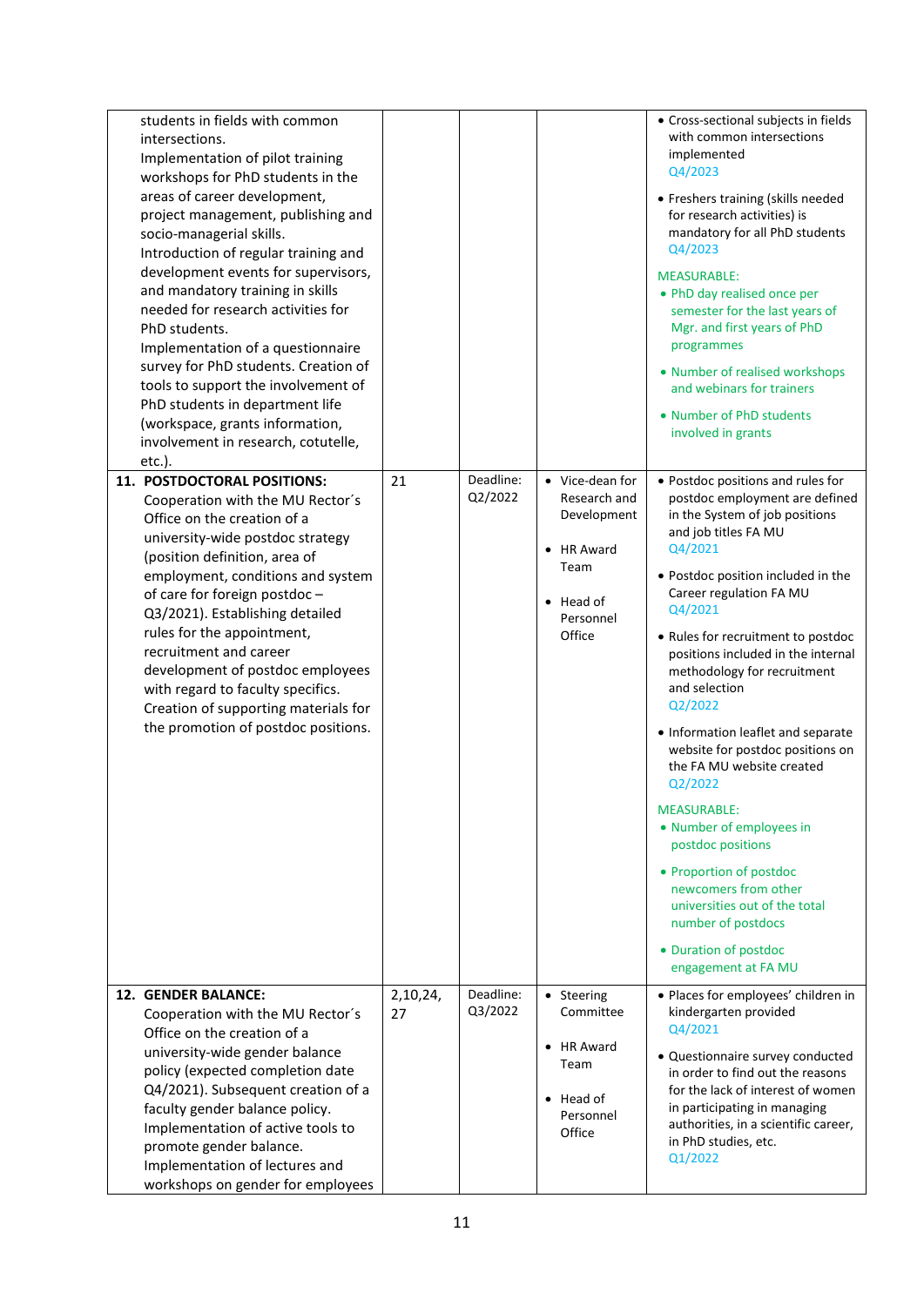| | | | | |
|---|---|---|---|---|
| students in fields with common intersections.<br>Implementation of pilot training workshops for PhD students in the areas of career development, project management, publishing and socio-managerial skills.<br>Introduction of regular training and development events for supervisors, and mandatory training in skills needed for research activities for PhD students.<br>Implementation of a questionnaire survey for PhD students. Creation of tools to support the involvement of PhD students in department life (workspace, grants information, involvement in research, cotutelle, etc.). | | | | • Cross-sectional subjects in fields with common intersections implemented Q4/2023<br>• Freshers training (skills needed for research activities) is mandatory for all PhD students Q4/2023<br>MEASURABLE:<br>• PhD day realised once per semester for the last years of Mgr. and first years of PhD programmes<br>• Number of realised workshops and webinars for trainers<br>• Number of PhD students involved in grants |
| **11. POSTDOCTORAL POSITIONS:**<br>Cooperation with the MU Rector´s Office on the creation of a university-wide postdoc strategy (position definition, area of employment, conditions and system of care for foreign postdoc – Q3/2021). Establishing detailed rules for the appointment, recruitment and career development of postdoc employees with regard to faculty specifics.<br>Creation of supporting materials for the promotion of postdoc positions. | 21 | Deadline: Q2/2022 | • Vice-dean for Research and Development<br>• HR Award Team<br>• Head of Personnel Office | • Postdoc positions and rules for postdoc employment are defined in the System of job positions and job titles FA MU Q4/2021<br>• Postdoc position included in the Career regulation FA MU Q4/2021<br>• Rules for recruitment to postdoc positions included in the internal methodology for recruitment and selection Q2/2022<br>• Information leaflet and separate website for postdoc positions on the FA MU website created Q2/2022<br>MEASURABLE:<br>• Number of employees in postdoc positions<br>• Proportion of postdoc newcomers from other universities out of the total number of postdocs<br>• Duration of postdoc engagement at FA MU |
| **12. GENDER BALANCE:**<br>Cooperation with the MU Rector´s Office on the creation of a university-wide gender balance policy (expected completion date Q4/2021). Subsequent creation of a faculty gender balance policy.<br>Implementation of active tools to promote gender balance.<br>Implementation of lectures and workshops on gender for employees | 2,10,24, 27 | Deadline: Q3/2022 | • Steering Committee<br>• HR Award Team<br>• Head of Personnel Office | • Places for employees' children in kindergarten provided Q4/2021<br>• Questionnaire survey conducted in order to find out the reasons for the lack of interest of women in participating in managing authorities, in a scientific career, in PhD studies, etc. Q1/2022 |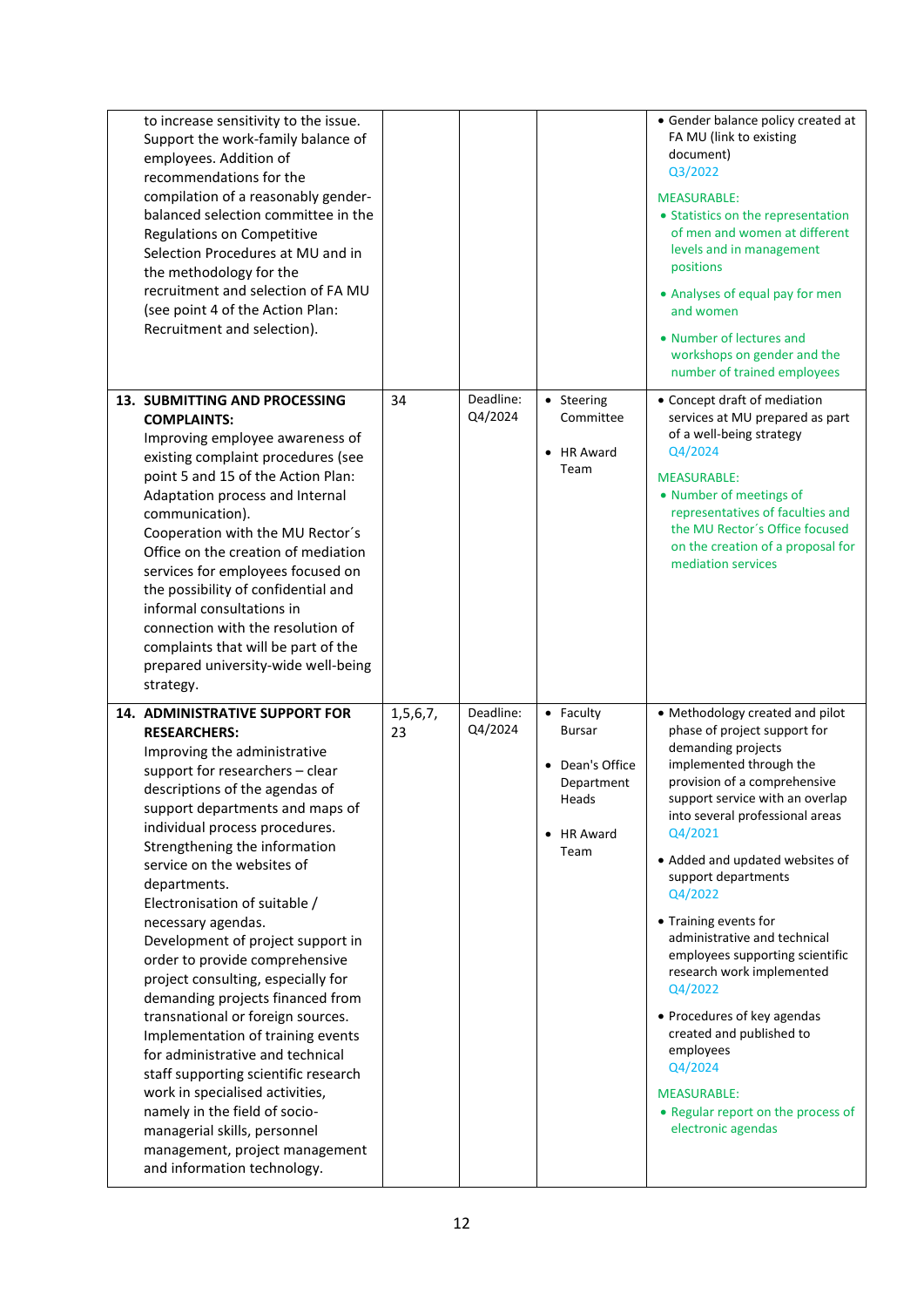| | | | | |
|---|---|---|---|---|
| to increase sensitivity to the issue.<br>Support the work-family balance of employees. Addition of recommendations for the compilation of a reasonably gender-balanced selection committee in the Regulations on Competitive Selection Procedures at MU and in the methodology for the recruitment and selection of FA MU (see point 4 of the Action Plan: Recruitment and selection). | | | | • Gender balance policy created at FA MU (link to existing document)<br>Q3/2022<br>MEASURABLE:<br>• Statistics on the representation of men and women at different levels and in management positions<br>• Analyses of equal pay for men and women<br>• Number of lectures and workshops on gender and the number of trained employees |
| **13. SUBMITTING AND PROCESSING COMPLAINTS:**<br>Improving employee awareness of existing complaint procedures (see point 5 and 15 of the Action Plan: Adaptation process and Internal communication).<br>Cooperation with the MU Rector´s Office on the creation of mediation services for employees focused on the possibility of confidential and informal consultations in connection with the resolution of complaints that will be part of the prepared university-wide well-being strategy. | 34 | Deadline: Q4/2024 | • Steering Committee<br>• HR Award Team | • Concept draft of mediation services at MU prepared as part of a well-being strategy<br>Q4/2024<br>MEASURABLE:<br>• Number of meetings of representatives of faculties and the MU Rector´s Office focused on the creation of a proposal for mediation services |
| **14. ADMINISTRATIVE SUPPORT FOR RESEARCHERS:**<br>Improving the administrative support for researchers – clear descriptions of the agendas of support departments and maps of individual process procedures.<br>Strengthening the information service on the websites of departments.<br>Electronisation of suitable / necessary agendas.<br>Development of project support in order to provide comprehensive project consulting, especially for demanding projects financed from transnational or foreign sources.<br>Implementation of training events for administrative and technical staff supporting scientific research work in specialised activities, namely in the field of socio-managerial skills, personnel management, project management and information technology. | 1,5,6,7, 23 | Deadline: Q4/2024 | • Faculty Bursar<br>• Dean's Office Department Heads<br>• HR Award Team | • Methodology created and pilot phase of project support for demanding projects implemented through the provision of a comprehensive support service with an overlap into several professional areas<br>Q4/2021<br>• Added and updated websites of support departments<br>Q4/2022<br>• Training events for administrative and technical employees supporting scientific research work implemented<br>Q4/2022<br>• Procedures of key agendas created and published to employees<br>Q4/2024<br>MEASURABLE:<br>• Regular report on the process of electronic agendas |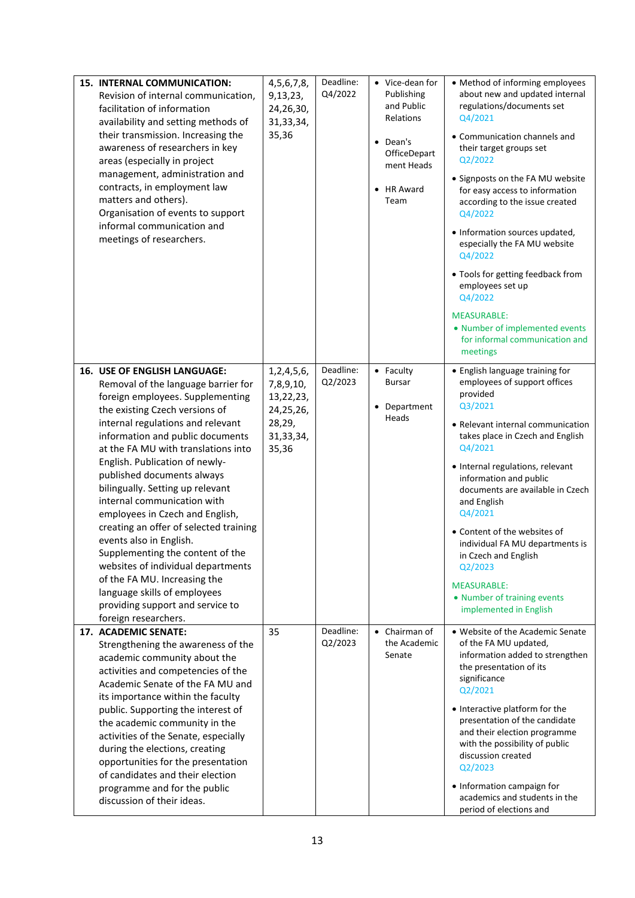| | | | | |
|---|---|---|---|---|
| **15. INTERNAL COMMUNICATION:** Revision of internal communication, facilitation of information availability and setting methods of their transmission. Increasing the awareness of researchers in key areas (especially in project management, administration and contracts, in employment law matters and others). Organisation of events to support informal communication and meetings of researchers. | 4,5,6,7,8, 9,13,23, 24,26,30, 31,33,34, 35,36 | Deadline: Q4/2022 | • Vice-dean for Publishing and Public Relations<br>• Dean's OfficeDepartment Heads<br>• HR Award Team | • Method of informing employees about new and updated internal regulations/documents set Q4/2021<br>• Communication channels and their target groups set Q2/2022<br>• Signposts on the FA MU website for easy access to information according to the issue created Q4/2022<br>• Information sources updated, especially the FA MU website Q4/2022<br>• Tools for getting feedback from employees set up Q4/2022<br>MEASURABLE:<br>• Number of implemented events for informal communication and meetings |
| **16. USE OF ENGLISH LANGUAGE:** Removal of the language barrier for foreign employees. Supplementing the existing Czech versions of internal regulations and relevant information and public documents at the FA MU with translations into English. Publication of newly-published documents always bilingually. Setting up relevant internal communication with employees in Czech and English, creating an offer of selected training events also in English. Supplementing the content of the websites of individual departments of the FA MU. Increasing the language skills of employees providing support and service to foreign researchers. | 1,2,4,5,6, 7,8,9,10, 13,22,23, 24,25,26, 28,29, 31,33,34, 35,36 | Deadline: Q2/2023 | • Faculty Bursar<br>• Department Heads | • English language training for employees of support offices provided Q3/2021<br>• Relevant internal communication takes place in Czech and English Q4/2021<br>• Internal regulations, relevant information and public documents are available in Czech and English Q4/2021<br>• Content of the websites of individual FA MU departments is in Czech and English Q2/2023<br>MEASURABLE:<br>• Number of training events implemented in English |
| **17. ACADEMIC SENATE:** Strengthening the awareness of the academic community about the activities and competencies of the Academic Senate of the FA MU and its importance within the faculty public. Supporting the interest of the academic community in the activities of the Senate, especially during the elections, creating opportunities for the presentation of candidates and their election programme and for the public discussion of their ideas. | 35 | Deadline: Q2/2023 | • Chairman of the Academic Senate | • Website of the Academic Senate of the FA MU updated, information added to strengthen the presentation of its significance Q2/2021<br>• Interactive platform for the presentation of the candidate and their election programme with the possibility of public discussion created Q2/2023<br>• Information campaign for academics and students in the period of elections and |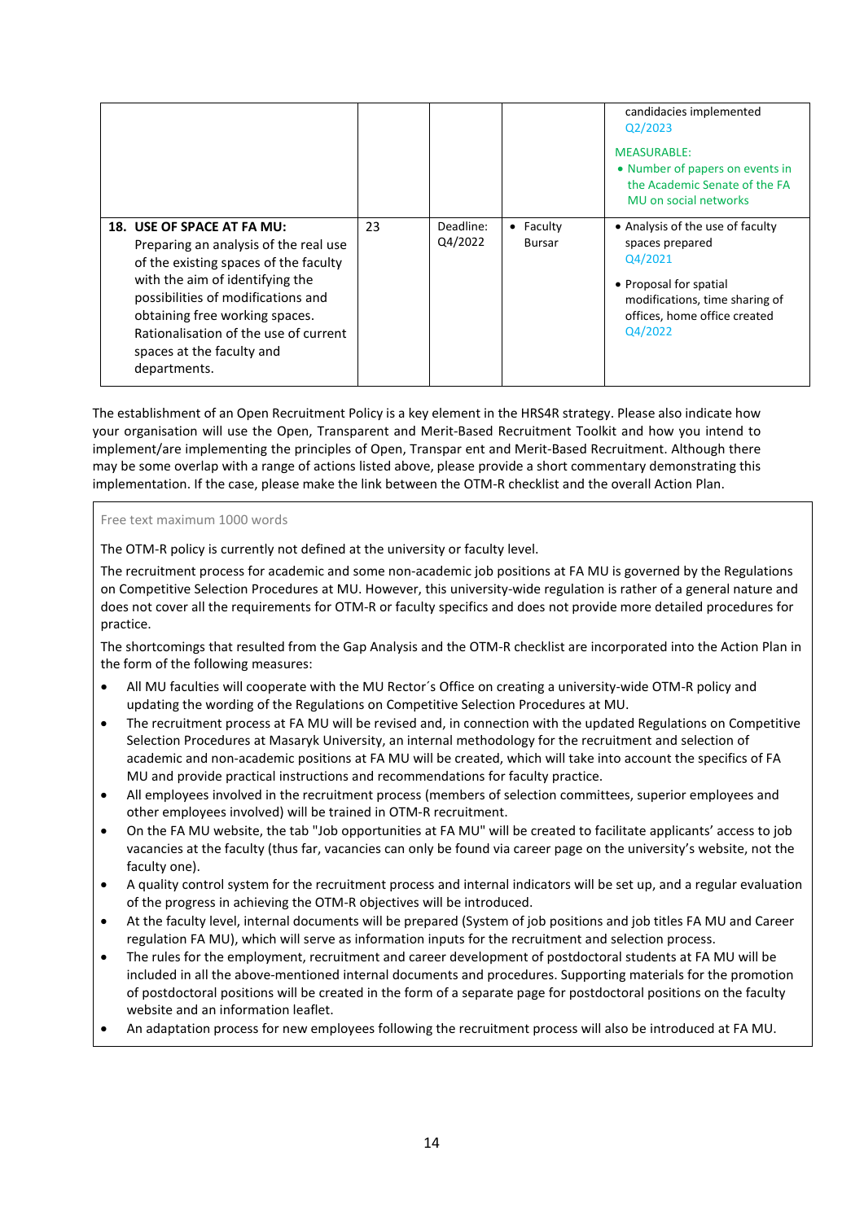| | | | | candidacies implemented<br>Q2/2023<br><br>MEASURABLE:<br>• Number of papers on events in the Academic Senate of the FA MU on social networks |
|---|---|---|---|---|
| **18. USE OF SPACE AT FA MU:**<br>Preparing an analysis of the real use of the existing spaces of the faculty with the aim of identifying the possibilities of modifications and obtaining free working spaces. Rationalisation of the use of current spaces at the faculty and departments. | 23 | Deadline: Q4/2022 | • Faculty Bursar | • Analysis of the use of faculty spaces prepared<br>Q4/2021<br><br>• Proposal for spatial modifications, time sharing of offices, home office created<br>Q4/2022 |

The establishment of an Open Recruitment Policy is a key element in the HRS4R strategy. Please also indicate how your organisation will use the Open, Transparent and Merit-Based Recruitment Toolkit and how you intend to implement/are implementing the principles of Open, Transpar ent and Merit-Based Recruitment. Although there may be some overlap with a range of actions listed above, please provide a short commentary demonstrating this implementation. If the case, please make the link between the OTM-R checklist and the overall Action Plan.

Free text maximum 1000 words

The OTM-R policy is currently not defined at the university or faculty level.

The recruitment process for academic and some non-academic job positions at FA MU is governed by the Regulations on Competitive Selection Procedures at MU. However, this university-wide regulation is rather of a general nature and does not cover all the requirements for OTM-R or faculty specifics and does not provide more detailed procedures for practice.

The shortcomings that resulted from the Gap Analysis and the OTM-R checklist are incorporated into the Action Plan in the form of the following measures:

- All MU faculties will cooperate with the MU Rector´s Office on creating a university-wide OTM-R policy and updating the wording of the Regulations on Competitive Selection Procedures at MU.
- The recruitment process at FA MU will be revised and, in connection with the updated Regulations on Competitive Selection Procedures at Masaryk University, an internal methodology for the recruitment and selection of academic and non-academic positions at FA MU will be created, which will take into account the specifics of FA MU and provide practical instructions and recommendations for faculty practice.
- All employees involved in the recruitment process (members of selection committees, superior employees and other employees involved) will be trained in OTM-R recruitment.
- On the FA MU website, the tab "Job opportunities at FA MU" will be created to facilitate applicants' access to job vacancies at the faculty (thus far, vacancies can only be found via career page on the university's website, not the faculty one).
- A quality control system for the recruitment process and internal indicators will be set up, and a regular evaluation of the progress in achieving the OTM-R objectives will be introduced.
- At the faculty level, internal documents will be prepared (System of job positions and job titles FA MU and Career regulation FA MU), which will serve as information inputs for the recruitment and selection process.
- The rules for the employment, recruitment and career development of postdoctoral students at FA MU will be included in all the above-mentioned internal documents and procedures. Supporting materials for the promotion of postdoctoral positions will be created in the form of a separate page for postdoctoral positions on the faculty website and an information leaflet.
- An adaptation process for new employees following the recruitment process will also be introduced at FA MU.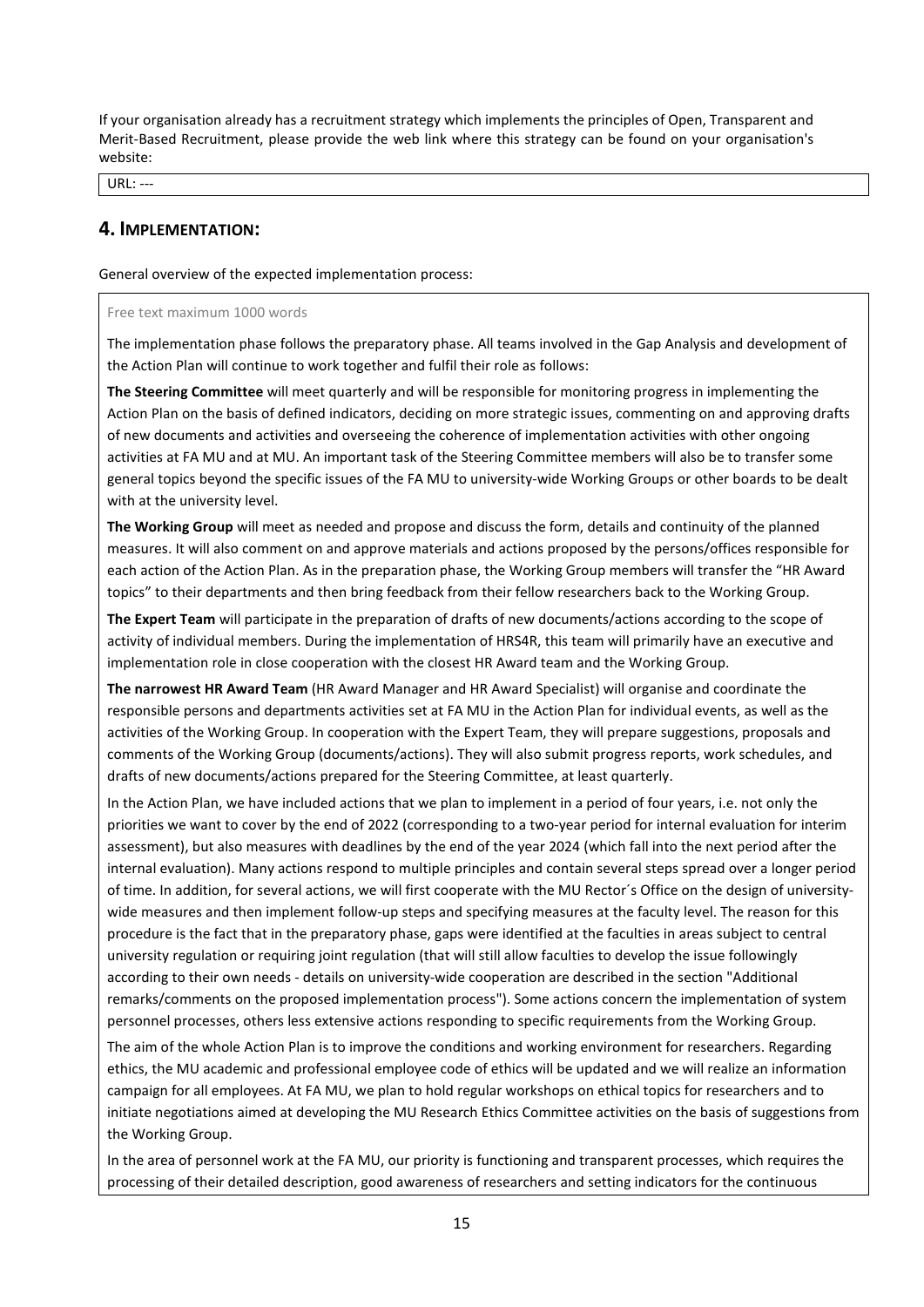If your organisation already has a recruitment strategy which implements the principles of Open, Transparent and Merit-Based Recruitment, please provide the web link where this strategy can be found on your organisation's website:

URL: ---

## 4. IMPLEMENTATION:

General overview of the expected implementation process:

Free text maximum 1000 words

The implementation phase follows the preparatory phase. All teams involved in the Gap Analysis and development of the Action Plan will continue to work together and fulfil their role as follows:

**The Steering Committee** will meet quarterly and will be responsible for monitoring progress in implementing the Action Plan on the basis of defined indicators, deciding on more strategic issues, commenting on and approving drafts of new documents and activities and overseeing the coherence of implementation activities with other ongoing activities at FA MU and at MU. An important task of the Steering Committee members will also be to transfer some general topics beyond the specific issues of the FA MU to university-wide Working Groups or other boards to be dealt with at the university level.

**The Working Group** will meet as needed and propose and discuss the form, details and continuity of the planned measures. It will also comment on and approve materials and actions proposed by the persons/offices responsible for each action of the Action Plan. As in the preparation phase, the Working Group members will transfer the "HR Award topics" to their departments and then bring feedback from their fellow researchers back to the Working Group.

**The Expert Team** will participate in the preparation of drafts of new documents/actions according to the scope of activity of individual members. During the implementation of HRS4R, this team will primarily have an executive and implementation role in close cooperation with the closest HR Award team and the Working Group.

**The narrowest HR Award Team** (HR Award Manager and HR Award Specialist) will organise and coordinate the responsible persons and departments activities set at FA MU in the Action Plan for individual events, as well as the activities of the Working Group. In cooperation with the Expert Team, they will prepare suggestions, proposals and comments of the Working Group (documents/actions). They will also submit progress reports, work schedules, and drafts of new documents/actions prepared for the Steering Committee, at least quarterly.

In the Action Plan, we have included actions that we plan to implement in a period of four years, i.e. not only the priorities we want to cover by the end of 2022 (corresponding to a two-year period for internal evaluation for interim assessment), but also measures with deadlines by the end of the year 2024 (which fall into the next period after the internal evaluation). Many actions respond to multiple principles and contain several steps spread over a longer period of time. In addition, for several actions, we will first cooperate with the MU Rector´s Office on the design of university-wide measures and then implement follow-up steps and specifying measures at the faculty level. The reason for this procedure is the fact that in the preparatory phase, gaps were identified at the faculties in areas subject to central university regulation or requiring joint regulation (that will still allow faculties to develop the issue followingly according to their own needs - details on university-wide cooperation are described in the section "Additional remarks/comments on the proposed implementation process"). Some actions concern the implementation of system personnel processes, others less extensive actions responding to specific requirements from the Working Group.

The aim of the whole Action Plan is to improve the conditions and working environment for researchers. Regarding ethics, the MU academic and professional employee code of ethics will be updated and we will realize an information campaign for all employees. At FA MU, we plan to hold regular workshops on ethical topics for researchers and to initiate negotiations aimed at developing the MU Research Ethics Committee activities on the basis of suggestions from the Working Group.

In the area of personnel work at the FA MU, our priority is functioning and transparent processes, which requires the processing of their detailed description, good awareness of researchers and setting indicators for the continuous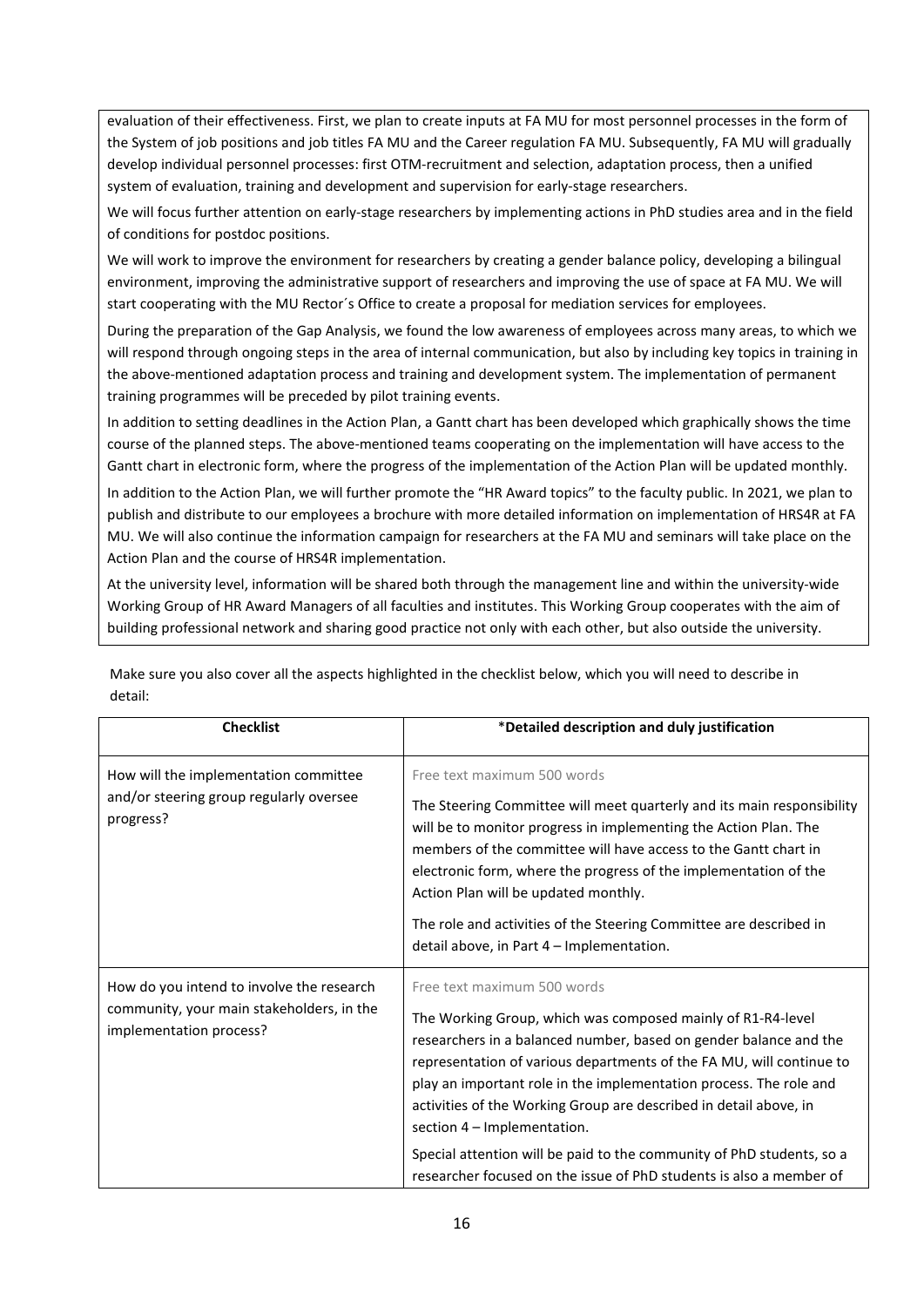evaluation of their effectiveness. First, we plan to create inputs at FA MU for most personnel processes in the form of the System of job positions and job titles FA MU and the Career regulation FA MU. Subsequently, FA MU will gradually develop individual personnel processes: first OTM-recruitment and selection, adaptation process, then a unified system of evaluation, training and development and supervision for early-stage researchers.

We will focus further attention on early-stage researchers by implementing actions in PhD studies area and in the field of conditions for postdoc positions.

We will work to improve the environment for researchers by creating a gender balance policy, developing a bilingual environment, improving the administrative support of researchers and improving the use of space at FA MU. We will start cooperating with the MU Rector´s Office to create a proposal for mediation services for employees.

During the preparation of the Gap Analysis, we found the low awareness of employees across many areas, to which we will respond through ongoing steps in the area of internal communication, but also by including key topics in training in the above-mentioned adaptation process and training and development system. The implementation of permanent training programmes will be preceded by pilot training events.

In addition to setting deadlines in the Action Plan, a Gantt chart has been developed which graphically shows the time course of the planned steps. The above-mentioned teams cooperating on the implementation will have access to the Gantt chart in electronic form, where the progress of the implementation of the Action Plan will be updated monthly.

In addition to the Action Plan, we will further promote the "HR Award topics" to the faculty public. In 2021, we plan to publish and distribute to our employees a brochure with more detailed information on implementation of HRS4R at FA MU. We will also continue the information campaign for researchers at the FA MU and seminars will take place on the Action Plan and the course of HRS4R implementation.

At the university level, information will be shared both through the management line and within the university-wide Working Group of HR Award Managers of all faculties and institutes. This Working Group cooperates with the aim of building professional network and sharing good practice not only with each other, but also outside the university.

Make sure you also cover all the aspects highlighted in the checklist below, which you will need to describe in detail:

| Checklist | *Detailed description and duly justification |
| --- | --- |
| How will the implementation committee and/or steering group regularly oversee progress? | Free text maximum 500 words<br><br>The Steering Committee will meet quarterly and its main responsibility will be to monitor progress in implementing the Action Plan. The members of the committee will have access to the Gantt chart in electronic form, where the progress of the implementation of the Action Plan will be updated monthly.<br><br>The role and activities of the Steering Committee are described in detail above, in Part 4 – Implementation. |
| How do you intend to involve the research community, your main stakeholders, in the implementation process? | Free text maximum 500 words<br><br>The Working Group, which was composed mainly of R1-R4-level researchers in a balanced number, based on gender balance and the representation of various departments of the FA MU, will continue to play an important role in the implementation process. The role and activities of the Working Group are described in detail above, in section 4 – Implementation.<br><br>Special attention will be paid to the community of PhD students, so a researcher focused on the issue of PhD students is also a member of |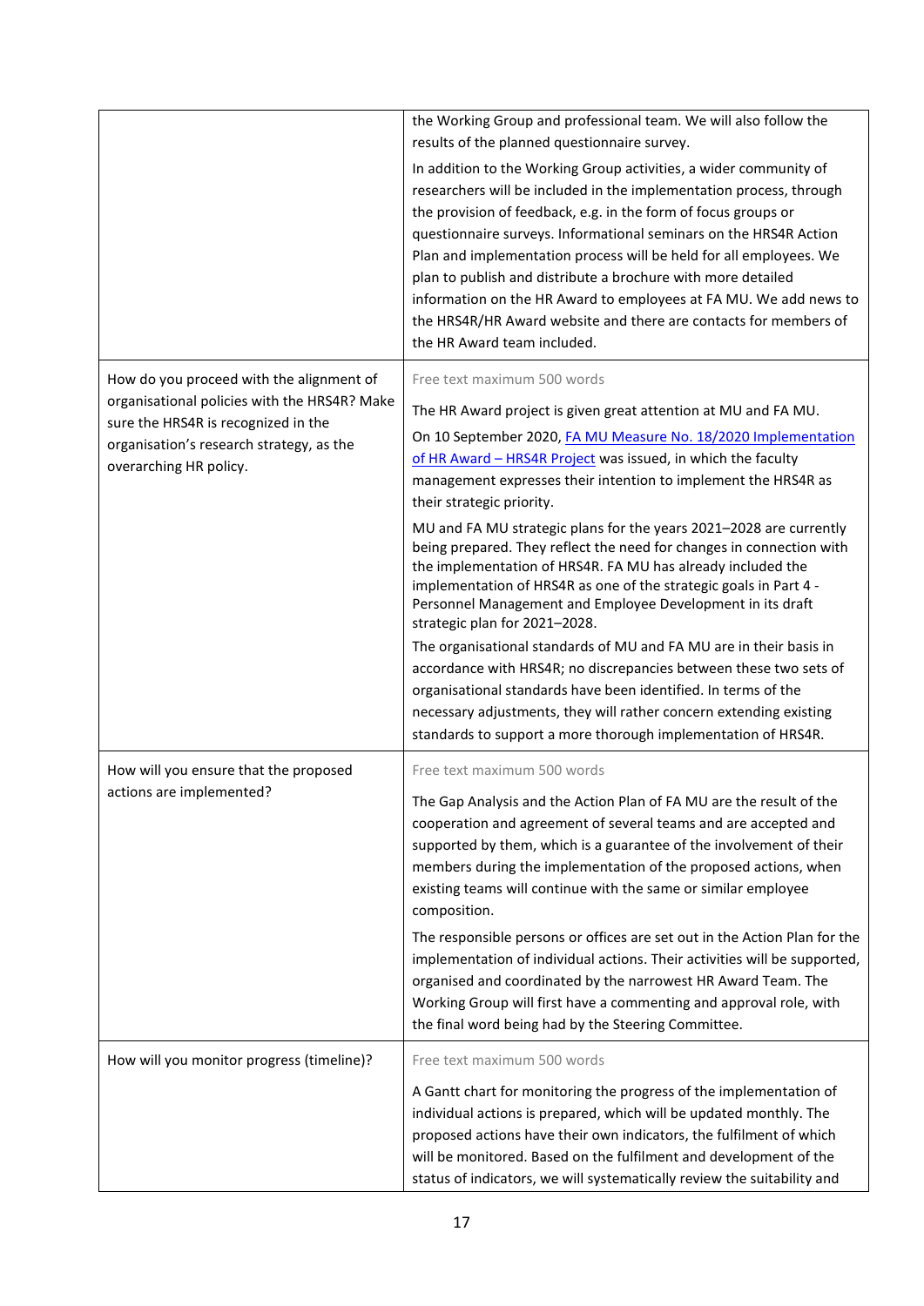| | |
|---|---|
| | the Working Group and professional team. We will also follow the results of the planned questionnaire survey.<br><br>In addition to the Working Group activities, a wider community of researchers will be included in the implementation process, through the provision of feedback, e.g. in the form of focus groups or questionnaire surveys. Informational seminars on the HRS4R Action Plan and implementation process will be held for all employees. We plan to publish and distribute a brochure with more detailed information on the HR Award to employees at FA MU. We add news to the HRS4R/HR Award website and there are contacts for members of the HR Award team included. |
| How do you proceed with the alignment of organisational policies with the HRS4R? Make sure the HRS4R is recognized in the organisation's research strategy, as the overarching HR policy. | Free text maximum 500 words<br><br>The HR Award project is given great attention at MU and FA MU.<br><br>On 10 September 2020, FA MU Measure No. 18/2020 Implementation of HR Award – HRS4R Project was issued, in which the faculty management expresses their intention to implement the HRS4R as their strategic priority.<br><br>MU and FA MU strategic plans for the years 2021–2028 are currently being prepared. They reflect the need for changes in connection with the implementation of HRS4R. FA MU has already included the implementation of HRS4R as one of the strategic goals in Part 4 - Personnel Management and Employee Development in its draft strategic plan for 2021–2028.<br><br>The organisational standards of MU and FA MU are in their basis in accordance with HRS4R; no discrepancies between these two sets of organisational standards have been identified. In terms of the necessary adjustments, they will rather concern extending existing standards to support a more thorough implementation of HRS4R. |
| How will you ensure that the proposed actions are implemented? | Free text maximum 500 words<br><br>The Gap Analysis and the Action Plan of FA MU are the result of the cooperation and agreement of several teams and are accepted and supported by them, which is a guarantee of the involvement of their members during the implementation of the proposed actions, when existing teams will continue with the same or similar employee composition.<br><br>The responsible persons or offices are set out in the Action Plan for the implementation of individual actions. Their activities will be supported, organised and coordinated by the narrowest HR Award Team. The Working Group will first have a commenting and approval role, with the final word being had by the Steering Committee. |
| How will you monitor progress (timeline)? | Free text maximum 500 words<br><br>A Gantt chart for monitoring the progress of the implementation of individual actions is prepared, which will be updated monthly. The proposed actions have their own indicators, the fulfilment of which will be monitored. Based on the fulfilment and development of the status of indicators, we will systematically review the suitability and |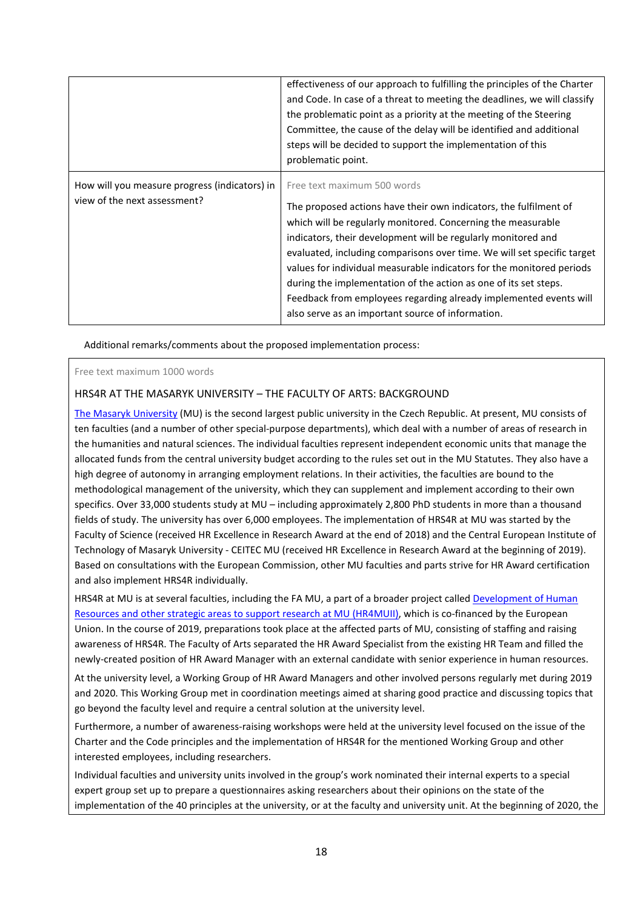| | |
|---|---|
| | effectiveness of our approach to fulfilling the principles of the Charter and Code. In case of a threat to meeting the deadlines, we will classify the problematic point as a priority at the meeting of the Steering Committee, the cause of the delay will be identified and additional steps will be decided to support the implementation of this problematic point. |
| How will you measure progress (indicators) in view of the next assessment? | Free text maximum 500 words<br><br>The proposed actions have their own indicators, the fulfilment of which will be regularly monitored. Concerning the measurable indicators, their development will be regularly monitored and evaluated, including comparisons over time. We will set specific target values for individual measurable indicators for the monitored periods during the implementation of the action as one of its set steps. Feedback from employees regarding already implemented events will also serve as an important source of information. |

Additional remarks/comments about the proposed implementation process:

Free text maximum 1000 words

HRS4R AT THE MASARYK UNIVERSITY – THE FACULTY OF ARTS: BACKGROUND

The Masaryk University (MU) is the second largest public university in the Czech Republic. At present, MU consists of ten faculties (and a number of other special-purpose departments), which deal with a number of areas of research in the humanities and natural sciences. The individual faculties represent independent economic units that manage the allocated funds from the central university budget according to the rules set out in the MU Statutes. They also have a high degree of autonomy in arranging employment relations. In their activities, the faculties are bound to the methodological management of the university, which they can supplement and implement according to their own specifics. Over 33,000 students study at MU – including approximately 2,800 PhD students in more than a thousand fields of study. The university has over 6,000 employees. The implementation of HRS4R at MU was started by the Faculty of Science (received HR Excellence in Research Award at the end of 2018) and the Central European Institute of Technology of Masaryk University - CEITEC MU (received HR Excellence in Research Award at the beginning of 2019). Based on consultations with the European Commission, other MU faculties and parts strive for HR Award certification and also implement HRS4R individually.

HRS4R at MU is at several faculties, including the FA MU, a part of a broader project called Development of Human Resources and other strategic areas to support research at MU (HR4MUII), which is co-financed by the European Union. In the course of 2019, preparations took place at the affected parts of MU, consisting of staffing and raising awareness of HRS4R. The Faculty of Arts separated the HR Award Specialist from the existing HR Team and filled the newly-created position of HR Award Manager with an external candidate with senior experience in human resources.

At the university level, a Working Group of HR Award Managers and other involved persons regularly met during 2019 and 2020. This Working Group met in coordination meetings aimed at sharing good practice and discussing topics that go beyond the faculty level and require a central solution at the university level.

Furthermore, a number of awareness-raising workshops were held at the university level focused on the issue of the Charter and the Code principles and the implementation of HRS4R for the mentioned Working Group and other interested employees, including researchers.

Individual faculties and university units involved in the group's work nominated their internal experts to a special expert group set up to prepare a questionnaires asking researchers about their opinions on the state of the implementation of the 40 principles at the university, or at the faculty and university unit. At the beginning of 2020, the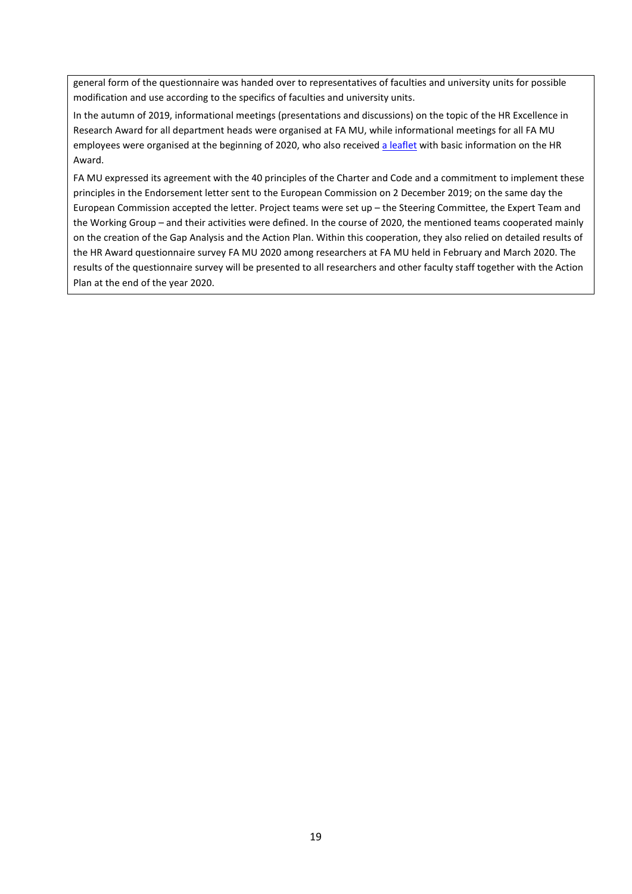general form of the questionnaire was handed over to representatives of faculties and university units for possible modification and use according to the specifics of faculties and university units.

In the autumn of 2019, informational meetings (presentations and discussions) on the topic of the HR Excellence in Research Award for all department heads were organised at FA MU, while informational meetings for all FA MU employees were organised at the beginning of 2020, who also received a leaflet with basic information on the HR Award.

FA MU expressed its agreement with the 40 principles of the Charter and Code and a commitment to implement these principles in the Endorsement letter sent to the European Commission on 2 December 2019; on the same day the European Commission accepted the letter. Project teams were set up – the Steering Committee, the Expert Team and the Working Group – and their activities were defined. In the course of 2020, the mentioned teams cooperated mainly on the creation of the Gap Analysis and the Action Plan. Within this cooperation, they also relied on detailed results of the HR Award questionnaire survey FA MU 2020 among researchers at FA MU held in February and March 2020. The results of the questionnaire survey will be presented to all researchers and other faculty staff together with the Action Plan at the end of the year 2020.